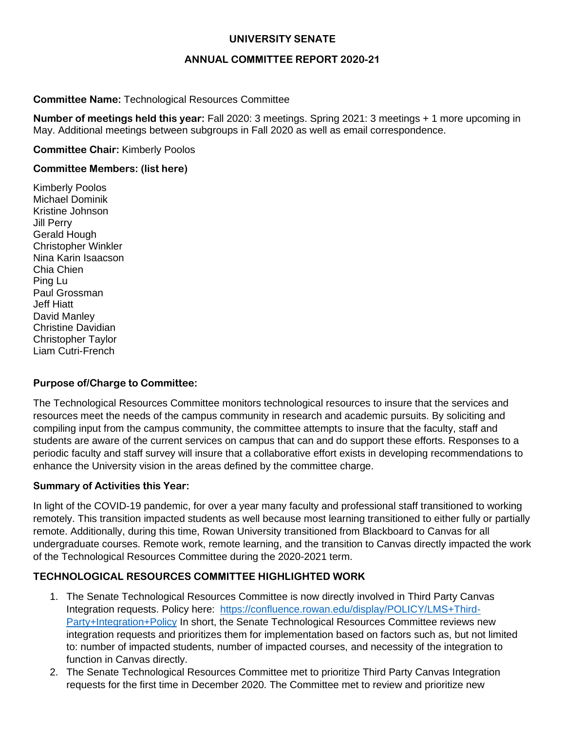**UNIVERSITY SENATE**

**ANNUAL COMMITTEE REPORT 2020-21**

**Committee Name:** Technological Resources Committee

**Number of meetings held this year:** Fall 2020: 3 meetings. Spring 2021: 3 meetings + 1 more upcoming in May. Additional meetings between subgroups in Fall 2020 as well as email correspondence.

**Committee Chair:** Kimberly Poolos

**Committee Members: (list here)**

Kimberly Poolos
Michael Dominik
Kristine Johnson
Jill Perry
Gerald Hough
Christopher Winkler
Nina Karin Isaacson
Chia Chien
Ping Lu
Paul Grossman
Jeff Hiatt
David Manley
Christine Davidian
Christopher Taylor
Liam Cutri-French

**Purpose of/Charge to Committee:**

The Technological Resources Committee monitors technological resources to insure that the services and resources meet the needs of the campus community in research and academic pursuits. By soliciting and compiling input from the campus community, the committee attempts to insure that the faculty, staff and students are aware of the current services on campus that can and do support these efforts. Responses to a periodic faculty and staff survey will insure that a collaborative effort exists in developing recommendations to enhance the University vision in the areas defined by the committee charge.

**Summary of Activities this Year:**

In light of the COVID-19 pandemic, for over a year many faculty and professional staff transitioned to working remotely. This transition impacted students as well because most learning transitioned to either fully or partially remote. Additionally, during this time, Rowan University transitioned from Blackboard to Canvas for all undergraduate courses. Remote work, remote learning, and the transition to Canvas directly impacted the work of the Technological Resources Committee during the 2020-2021 term.

**TECHNOLOGICAL RESOURCES COMMITTEE HIGHLIGHTED WORK**

1. The Senate Technological Resources Committee is now directly involved in Third Party Canvas Integration requests. Policy here: [https://confluence.rowan.edu/display/POLICY/LMS+Third-Party+Integration+Policy](https://confluence.rowan.edu/display/POLICY/LMS+Third-Party+Integration+Policy) In short, the Senate Technological Resources Committee reviews new integration requests and prioritizes them for implementation based on factors such as, but not limited to: number of impacted students, number of impacted courses, and necessity of the integration to function in Canvas directly.
2. The Senate Technological Resources Committee met to prioritize Third Party Canvas Integration requests for the first time in December 2020. The Committee met to review and prioritize new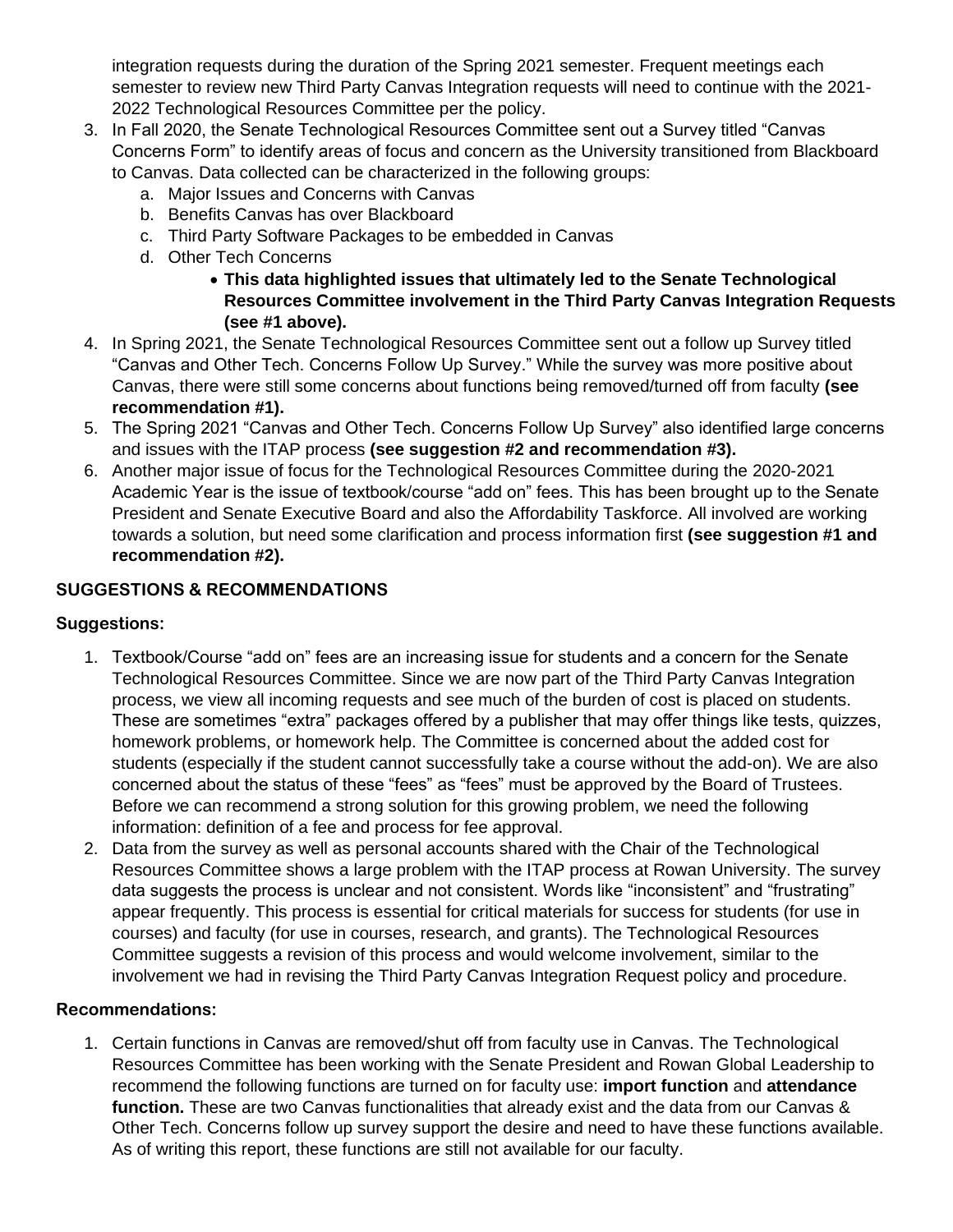integration requests during the duration of the Spring 2021 semester. Frequent meetings each semester to review new Third Party Canvas Integration requests will need to continue with the 2021-2022 Technological Resources Committee per the policy.

3. In Fall 2020, the Senate Technological Resources Committee sent out a Survey titled "Canvas Concerns Form" to identify areas of focus and concern as the University transitioned from Blackboard to Canvas. Data collected can be characterized in the following groups:
   a. Major Issues and Concerns with Canvas
   b. Benefits Canvas has over Blackboard
   c. Third Party Software Packages to be embedded in Canvas
   d. Other Tech Concerns
      - **This data highlighted issues that ultimately led to the Senate Technological Resources Committee involvement in the Third Party Canvas Integration Requests (see #1 above).**
4. In Spring 2021, the Senate Technological Resources Committee sent out a follow up Survey titled "Canvas and Other Tech. Concerns Follow Up Survey." While the survey was more positive about Canvas, there were still some concerns about functions being removed/turned off from faculty **(see recommendation #1).**
5. The Spring 2021 "Canvas and Other Tech. Concerns Follow Up Survey" also identified large concerns and issues with the ITAP process **(see suggestion #2 and recommendation #3).**
6. Another major issue of focus for the Technological Resources Committee during the 2020-2021 Academic Year is the issue of textbook/course "add on" fees. This has been brought up to the Senate President and Senate Executive Board and also the Affordability Taskforce. All involved are working towards a solution, but need some clarification and process information first **(see suggestion #1 and recommendation #2).**

## SUGGESTIONS & RECOMMENDATIONS

### Suggestions:

1. Textbook/Course "add on" fees are an increasing issue for students and a concern for the Senate Technological Resources Committee. Since we are now part of the Third Party Canvas Integration process, we view all incoming requests and see much of the burden of cost is placed on students. These are sometimes "extra" packages offered by a publisher that may offer things like tests, quizzes, homework problems, or homework help. The Committee is concerned about the added cost for students (especially if the student cannot successfully take a course without the add-on). We are also concerned about the status of these "fees" as "fees" must be approved by the Board of Trustees. Before we can recommend a strong solution for this growing problem, we need the following information: definition of a fee and process for fee approval.
2. Data from the survey as well as personal accounts shared with the Chair of the Technological Resources Committee shows a large problem with the ITAP process at Rowan University. The survey data suggests the process is unclear and not consistent. Words like "inconsistent" and "frustrating" appear frequently. This process is essential for critical materials for success for students (for use in courses) and faculty (for use in courses, research, and grants). The Technological Resources Committee suggests a revision of this process and would welcome involvement, similar to the involvement we had in revising the Third Party Canvas Integration Request policy and procedure.

### Recommendations:

1. Certain functions in Canvas are removed/shut off from faculty use in Canvas. The Technological Resources Committee has been working with the Senate President and Rowan Global Leadership to recommend the following functions are turned on for faculty use: **import function** and **attendance function.** These are two Canvas functionalities that already exist and the data from our Canvas & Other Tech. Concerns follow up survey support the desire and need to have these functions available. As of writing this report, these functions are still not available for our faculty.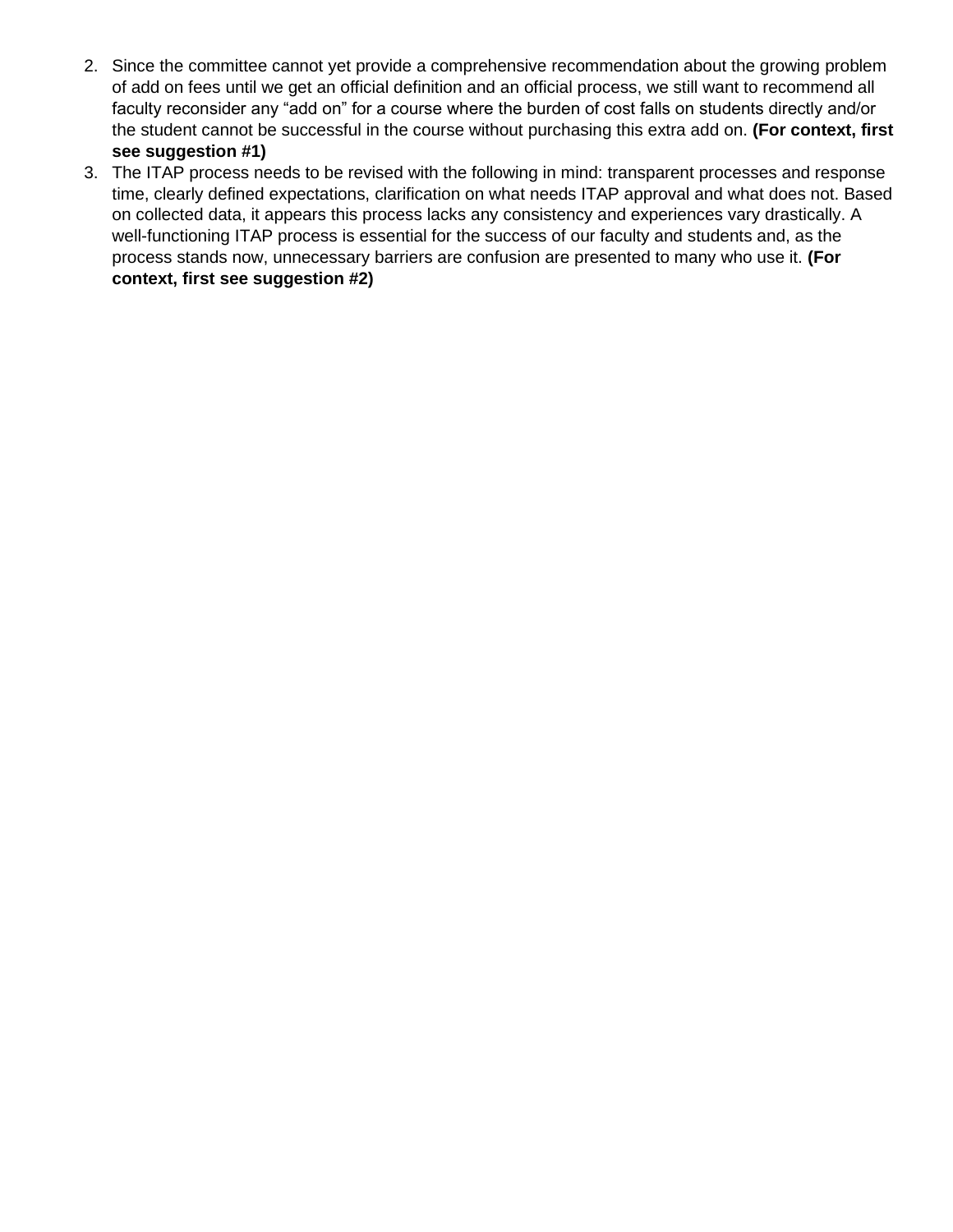2. Since the committee cannot yet provide a comprehensive recommendation about the growing problem of add on fees until we get an official definition and an official process, we still want to recommend all faculty reconsider any "add on" for a course where the burden of cost falls on students directly and/or the student cannot be successful in the course without purchasing this extra add on. **(For context, first see suggestion #1)**
3. The ITAP process needs to be revised with the following in mind: transparent processes and response time, clearly defined expectations, clarification on what needs ITAP approval and what does not. Based on collected data, it appears this process lacks any consistency and experiences vary drastically. A well-functioning ITAP process is essential for the success of our faculty and students and, as the process stands now, unnecessary barriers are confusion are presented to many who use it. **(For context, first see suggestion #2)**